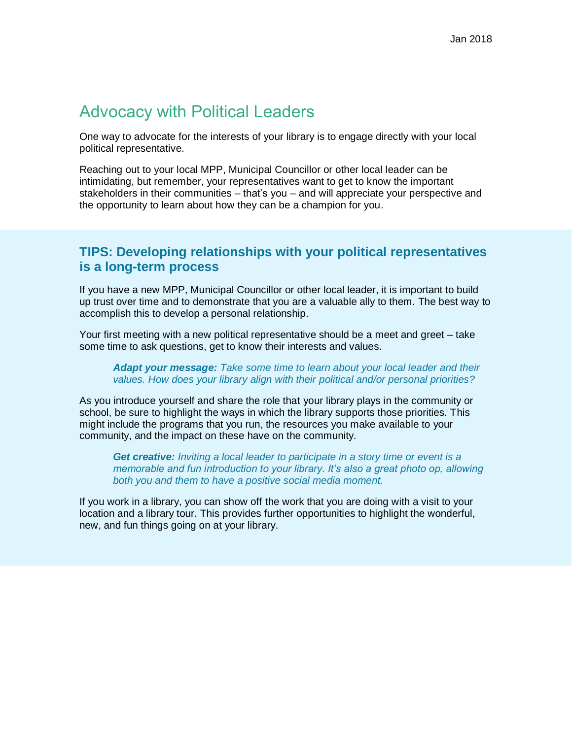Jan 2018

# Advocacy with Political Leaders

One way to advocate for the interests of your library is to engage directly with your local political representative.

Reaching out to your local MPP, Municipal Councillor or other local leader can be intimidating, but remember, your representatives want to get to know the important stakeholders in their communities – that's you – and will appreciate your perspective and the opportunity to learn about how they can be a champion for you.

## TIPS: Developing relationships with your political representatives is a long-term process

If you have a new MPP, Municipal Councillor or other local leader, it is important to build up trust over time and to demonstrate that you are a valuable ally to them. The best way to accomplish this to develop a personal relationship.

Your first meeting with a new political representative should be a meet and greet – take some time to ask questions, get to know their interests and values.

> ***Adapt your message:*** *Take some time to learn about your local leader and their values. How does your library align with their political and/or personal priorities?*

As you introduce yourself and share the role that your library plays in the community or school, be sure to highlight the ways in which the library supports those priorities. This might include the programs that you run, the resources you make available to your community, and the impact on these have on the community.

> ***Get creative:*** *Inviting a local leader to participate in a story time or event is a memorable and fun introduction to your library. It's also a great photo op, allowing both you and them to have a positive social media moment.*

If you work in a library, you can show off the work that you are doing with a visit to your location and a library tour. This provides further opportunities to highlight the wonderful, new, and fun things going on at your library.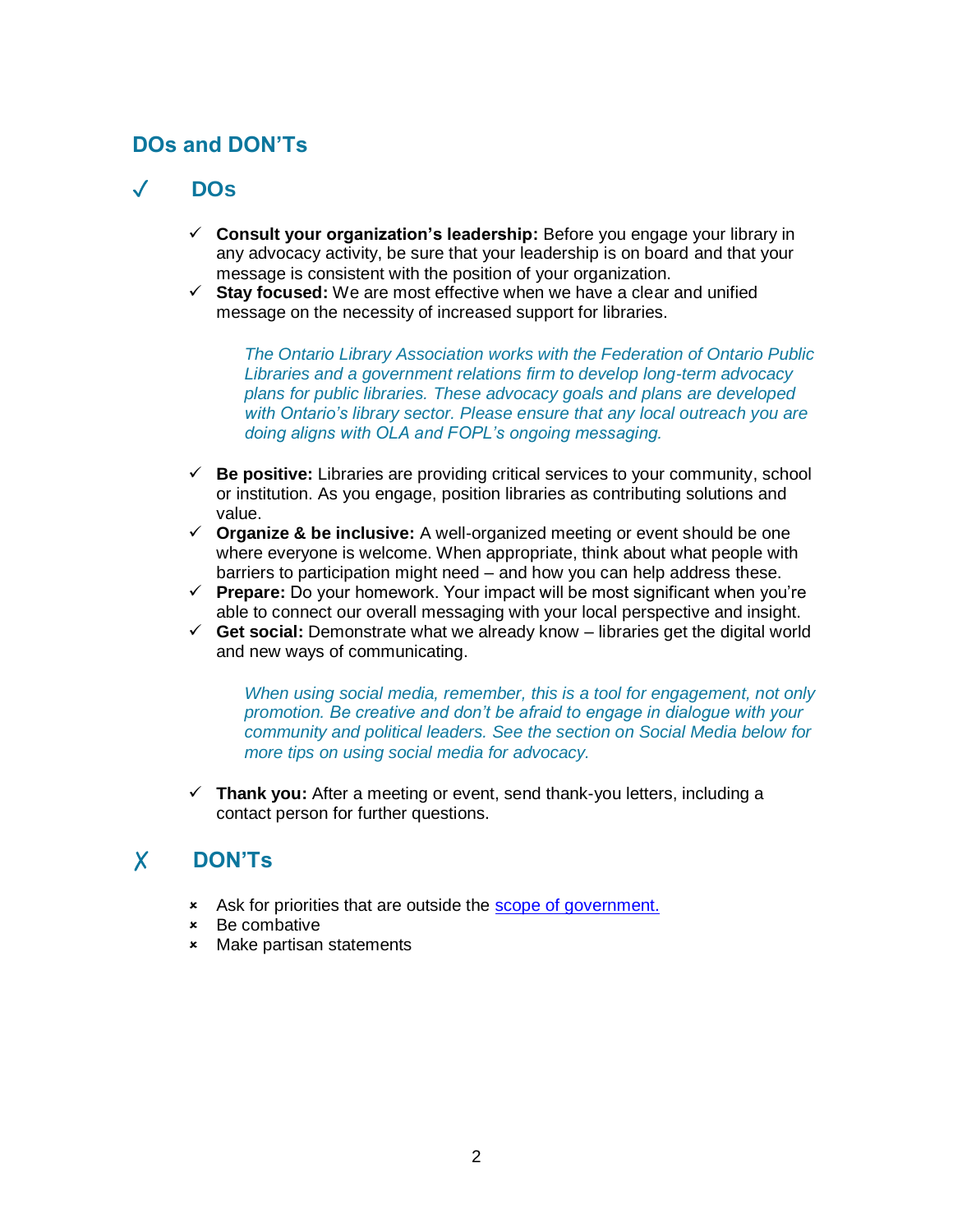## DOs and DON'Ts

### ✓ DOs

- ✓ **Consult your organization's leadership:** Before you engage your library in any advocacy activity, be sure that your leadership is on board and that your message is consistent with the position of your organization.
- ✓ **Stay focused:** We are most effective when we have a clear and unified message on the necessity of increased support for libraries.

  *The Ontario Library Association works with the Federation of Ontario Public Libraries and a government relations firm to develop long-term advocacy plans for public libraries. These advocacy goals and plans are developed with Ontario's library sector. Please ensure that any local outreach you are doing aligns with OLA and FOPL's ongoing messaging.*

- ✓ **Be positive:** Libraries are providing critical services to your community, school or institution. As you engage, position libraries as contributing solutions and value.
- ✓ **Organize & be inclusive:** A well-organized meeting or event should be one where everyone is welcome. When appropriate, think about what people with barriers to participation might need – and how you can help address these.
- ✓ **Prepare:** Do your homework. Your impact will be most significant when you're able to connect our overall messaging with your local perspective and insight.
- ✓ **Get social:** Demonstrate what we already know – libraries get the digital world and new ways of communicating.

  *When using social media, remember, this is a tool for engagement, not only promotion. Be creative and don't be afraid to engage in dialogue with your community and political leaders. See the section on Social Media below for more tips on using social media for advocacy.*

- ✓ **Thank you:** After a meeting or event, send thank-you letters, including a contact person for further questions.

### ✗ DON'Ts

- Ask for priorities that are outside the scope of government.
- Be combative
- Make partisan statements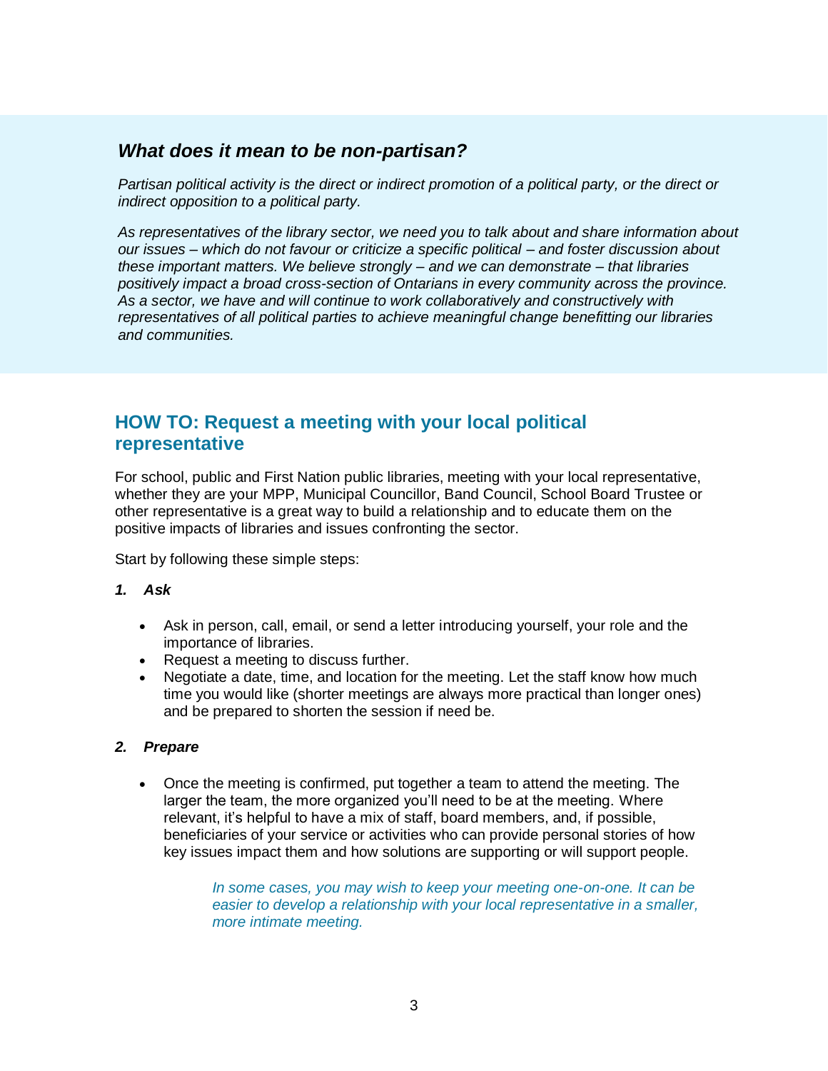### *What does it mean to be non-partisan?*

*Partisan political activity is the direct or indirect promotion of a political party, or the direct or indirect opposition to a political party.*

*As representatives of the library sector, we need you to talk about and share information about our issues – which do not favour or criticize a specific political – and foster discussion about these important matters. We believe strongly – and we can demonstrate – that libraries positively impact a broad cross-section of Ontarians in every community across the province. As a sector, we have and will continue to work collaboratively and constructively with representatives of all political parties to achieve meaningful change benefitting our libraries and communities.*

## HOW TO: Request a meeting with your local political representative

For school, public and First Nation public libraries, meeting with your local representative, whether they are your MPP, Municipal Councillor, Band Council, School Board Trustee or other representative is a great way to build a relationship and to educate them on the positive impacts of libraries and issues confronting the sector.

Start by following these simple steps:

***1. Ask***

- Ask in person, call, email, or send a letter introducing yourself, your role and the importance of libraries.
- Request a meeting to discuss further.
- Negotiate a date, time, and location for the meeting. Let the staff know how much time you would like (shorter meetings are always more practical than longer ones) and be prepared to shorten the session if need be.

***2. Prepare***

- Once the meeting is confirmed, put together a team to attend the meeting. The larger the team, the more organized you'll need to be at the meeting. Where relevant, it's helpful to have a mix of staff, board members, and, if possible, beneficiaries of your service or activities who can provide personal stories of how key issues impact them and how solutions are supporting or will support people.

> *In some cases, you may wish to keep your meeting one-on-one. It can be easier to develop a relationship with your local representative in a smaller, more intimate meeting.*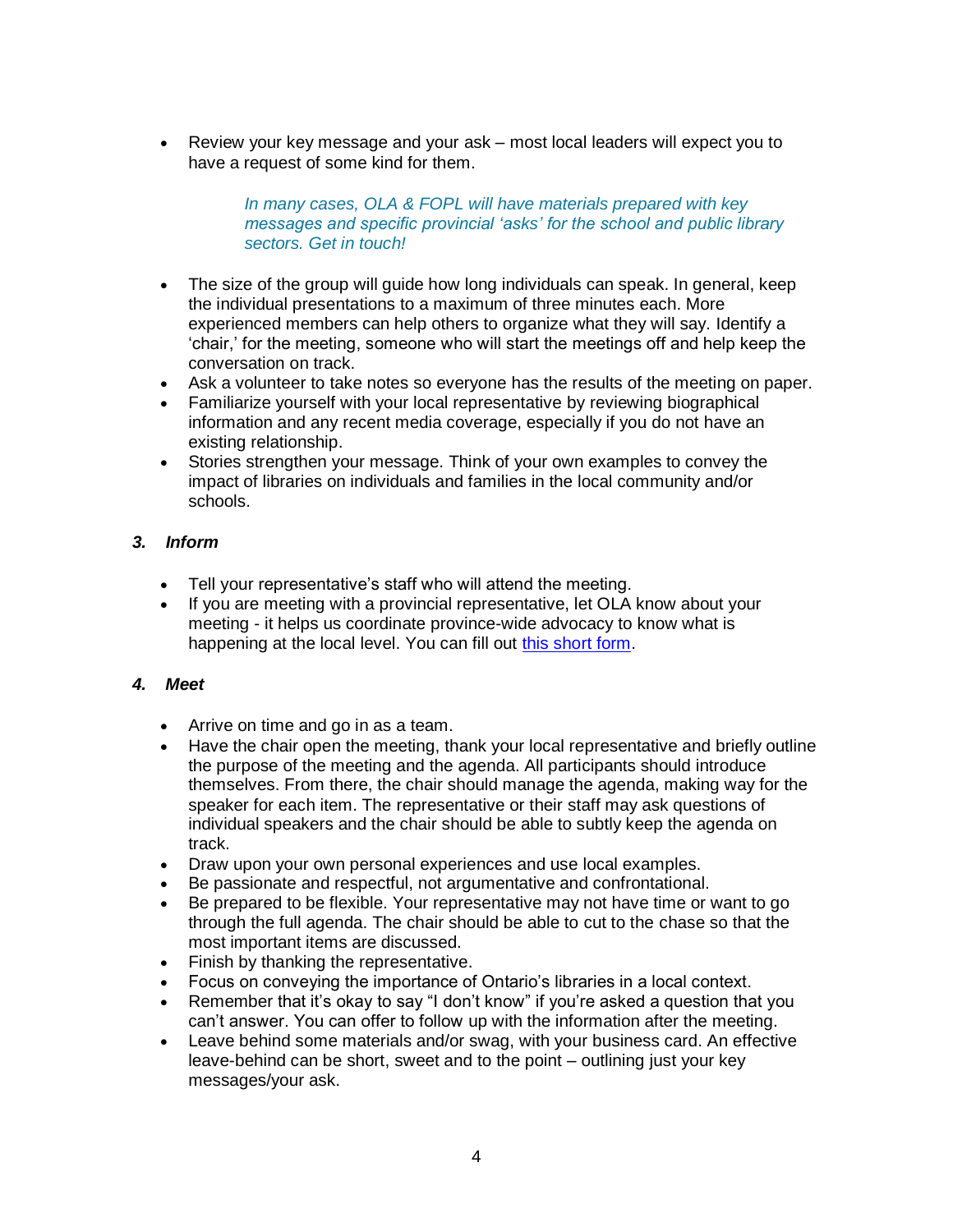- Review your key message and your ask – most local leaders will expect you to have a request of some kind for them.

  *In many cases, OLA & FOPL will have materials prepared with key messages and specific provincial 'asks' for the school and public library sectors. Get in touch!*

- The size of the group will guide how long individuals can speak. In general, keep the individual presentations to a maximum of three minutes each. More experienced members can help others to organize what they will say. Identify a 'chair,' for the meeting, someone who will start the meetings off and help keep the conversation on track.
- Ask a volunteer to take notes so everyone has the results of the meeting on paper.
- Familiarize yourself with your local representative by reviewing biographical information and any recent media coverage, especially if you do not have an existing relationship.
- Stories strengthen your message. Think of your own examples to convey the impact of libraries on individuals and families in the local community and/or schools.

### 3. *Inform*

- Tell your representative's staff who will attend the meeting.
- If you are meeting with a provincial representative, let OLA know about your meeting - it helps us coordinate province-wide advocacy to know what is happening at the local level. You can fill out this short form.

### 4. *Meet*

- Arrive on time and go in as a team.
- Have the chair open the meeting, thank your local representative and briefly outline the purpose of the meeting and the agenda. All participants should introduce themselves. From there, the chair should manage the agenda, making way for the speaker for each item. The representative or their staff may ask questions of individual speakers and the chair should be able to subtly keep the agenda on track.
- Draw upon your own personal experiences and use local examples.
- Be passionate and respectful, not argumentative and confrontational.
- Be prepared to be flexible. Your representative may not have time or want to go through the full agenda. The chair should be able to cut to the chase so that the most important items are discussed.
- Finish by thanking the representative.
- Focus on conveying the importance of Ontario's libraries in a local context.
- Remember that it's okay to say "I don't know" if you're asked a question that you can't answer. You can offer to follow up with the information after the meeting.
- Leave behind some materials and/or swag, with your business card. An effective leave-behind can be short, sweet and to the point – outlining just your key messages/your ask.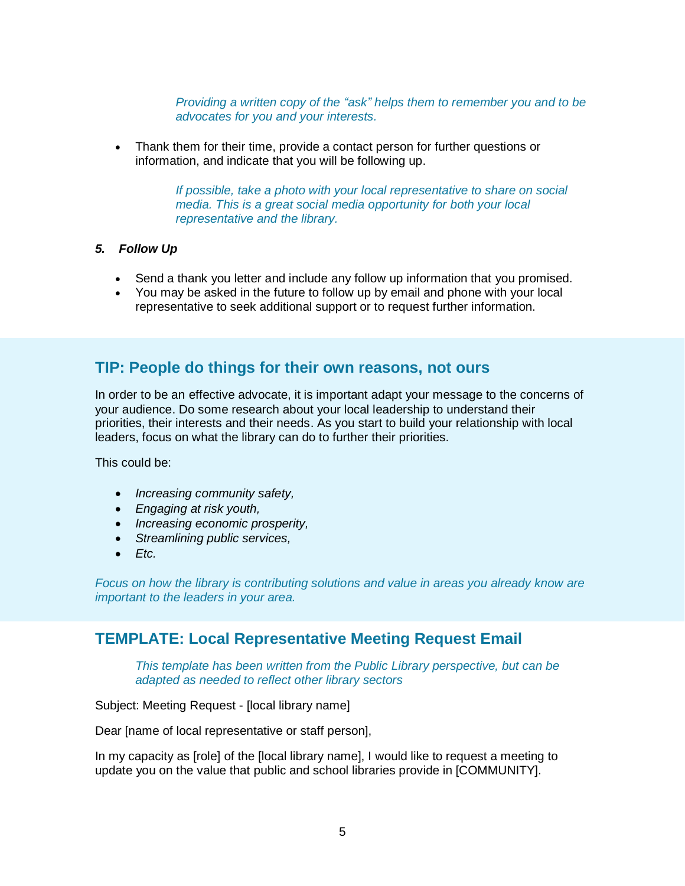*Providing a written copy of the "ask" helps them to remember you and to be advocates for you and your interests.*

- Thank them for their time, provide a contact person for further questions or information, and indicate that you will be following up.

*If possible, take a photo with your local representative to share on social media. This is a great social media opportunity for both your local representative and the library.*

### *5. Follow Up*

- Send a thank you letter and include any follow up information that you promised.
- You may be asked in the future to follow up by email and phone with your local representative to seek additional support or to request further information.

## TIP: People do things for their own reasons, not ours

In order to be an effective advocate, it is important adapt your message to the concerns of your audience. Do some research about your local leadership to understand their priorities, their interests and their needs. As you start to build your relationship with local leaders, focus on what the library can do to further their priorities.

This could be:

- *Increasing community safety,*
- *Engaging at risk youth,*
- *Increasing economic prosperity,*
- *Streamlining public services,*
- *Etc.*

*Focus on how the library is contributing solutions and value in areas you already know are important to the leaders in your area.*

## TEMPLATE: Local Representative Meeting Request Email

*This template has been written from the Public Library perspective, but can be adapted as needed to reflect other library sectors*

Subject: Meeting Request - [local library name]

Dear [name of local representative or staff person],

In my capacity as [role] of the [local library name], I would like to request a meeting to update you on the value that public and school libraries provide in [COMMUNITY].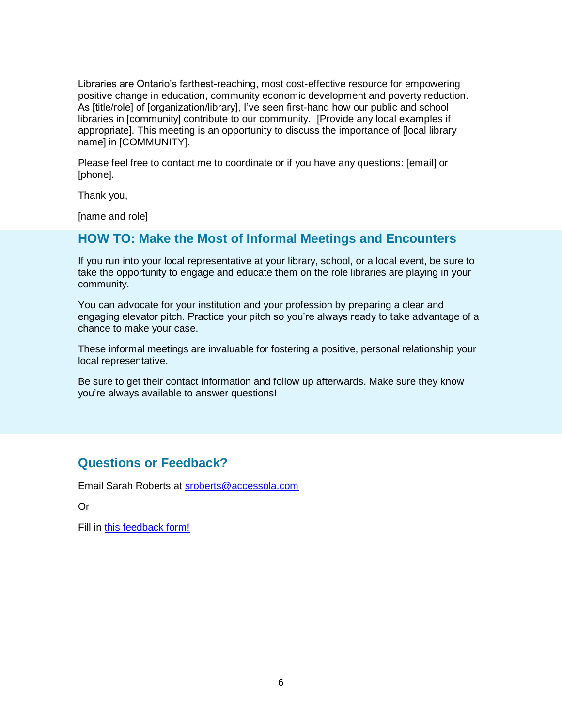Libraries are Ontario's farthest-reaching, most cost-effective resource for empowering positive change in education, community economic development and poverty reduction. As [title/role] of [organization/library], I've seen first-hand how our public and school libraries in [community] contribute to our community. [Provide any local examples if appropriate]. This meeting is an opportunity to discuss the importance of [local library name] in [COMMUNITY].

Please feel free to contact me to coordinate or if you have any questions: [email] or [phone].

Thank you,

[name and role]

## HOW TO: Make the Most of Informal Meetings and Encounters

If you run into your local representative at your library, school, or a local event, be sure to take the opportunity to engage and educate them on the role libraries are playing in your community.

You can advocate for your institution and your profession by preparing a clear and engaging elevator pitch. Practice your pitch so you're always ready to take advantage of a chance to make your case.

These informal meetings are invaluable for fostering a positive, personal relationship your local representative.

Be sure to get their contact information and follow up afterwards. Make sure they know you're always available to answer questions!

## Questions or Feedback?

Email Sarah Roberts at [sroberts@accessola.com](mailto:sroberts@accessola.com)

Or

Fill in this feedback form!